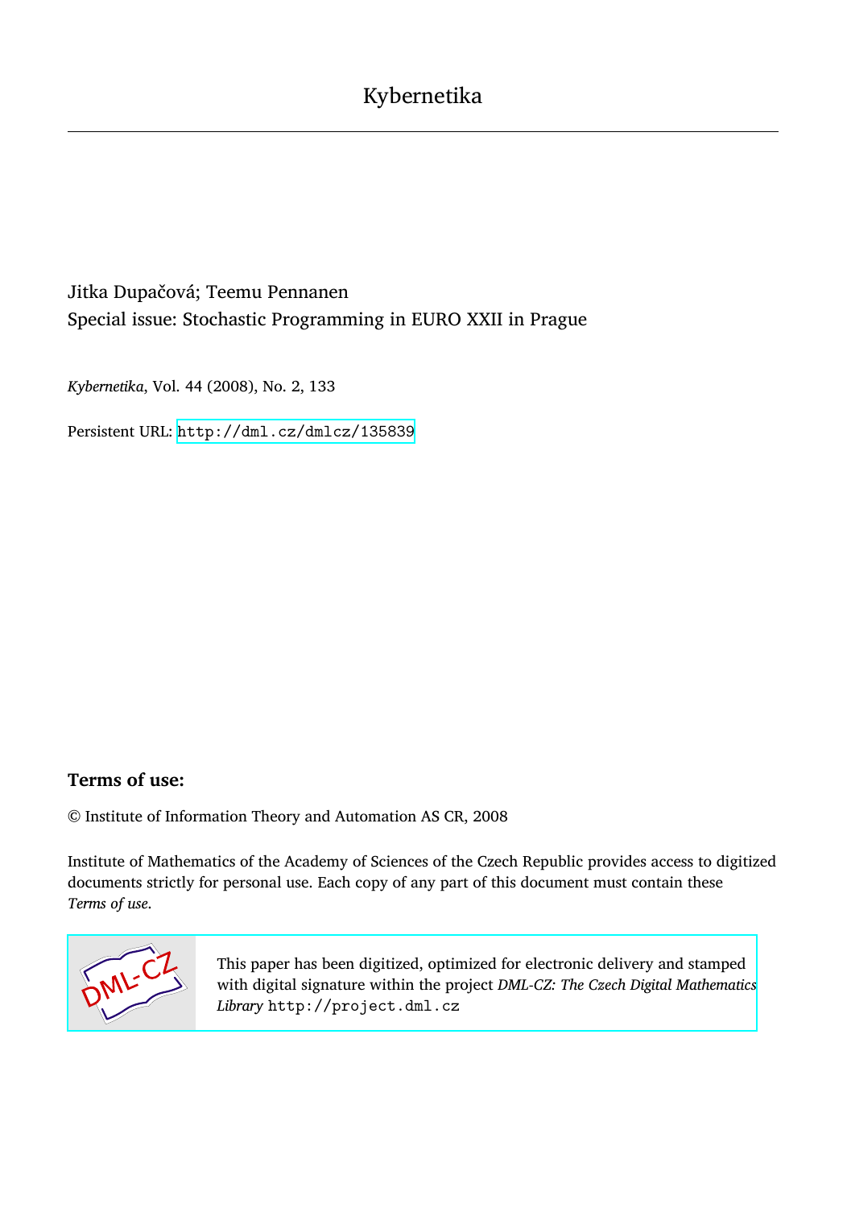# Kybernetika

Jitka Dupačová; Teemu Pennanen

Special issue: Stochastic Programming in EURO XXII in Prague

*Kybernetika*, Vol. 44 (2008), No. 2, 133

Persistent URL: http://dml.cz/dmlcz/135839

## Terms of use:

© Institute of Information Theory and Automation AS CR, 2008

Institute of Mathematics of the Academy of Sciences of the Czech Republic provides access to digitized documents strictly for personal use. Each copy of any part of this document must contain these *Terms of use*.

This paper has been digitized, optimized for electronic delivery and stamped with digital signature within the project *DML-CZ: The Czech Digital Mathematics Library* http://project.dml.cz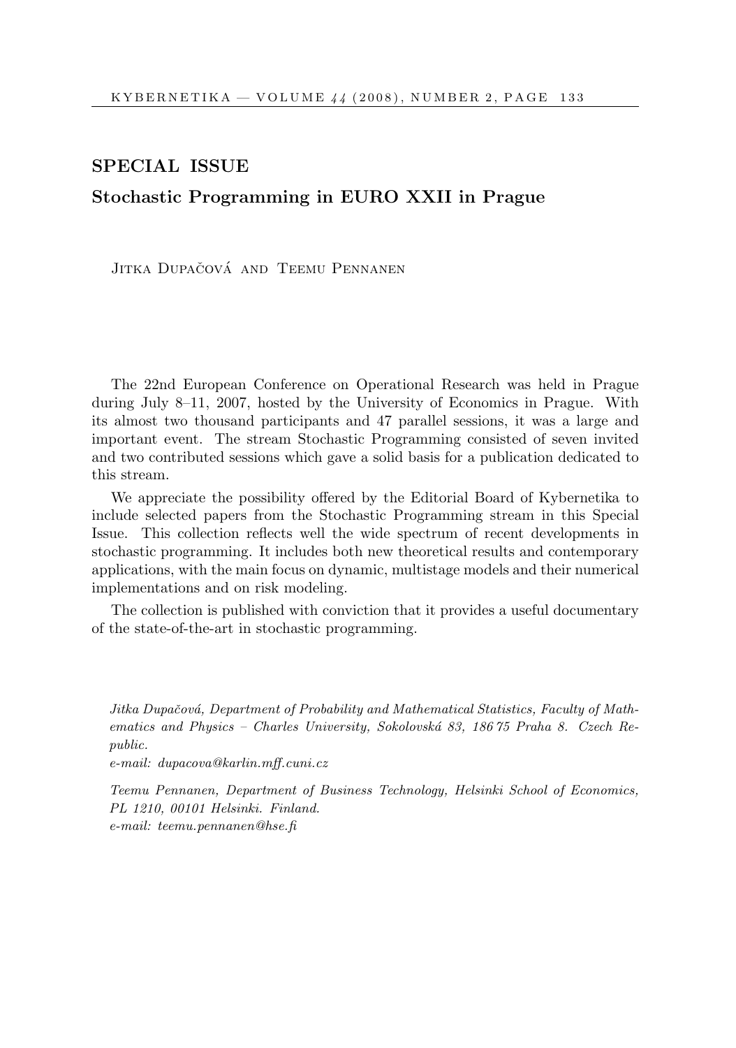# SPECIAL ISSUE

## Stochastic Programming in EURO XXII in Prague

Jitka Dupačová and Teemu Pennanen

The 22nd European Conference on Operational Research was held in Prague during July 8–11, 2007, hosted by the University of Economics in Prague. With its almost two thousand participants and 47 parallel sessions, it was a large and important event. The stream Stochastic Programming consisted of seven invited and two contributed sessions which gave a solid basis for a publication dedicated to this stream.

We appreciate the possibility offered by the Editorial Board of Kybernetika to include selected papers from the Stochastic Programming stream in this Special Issue. This collection reflects well the wide spectrum of recent developments in stochastic programming. It includes both new theoretical results and contemporary applications, with the main focus on dynamic, multistage models and their numerical implementations and on risk modeling.

The collection is published with conviction that it provides a useful documentary of the state-of-the-art in stochastic programming.

*Jitka Dupačová, Department of Probability and Mathematical Statistics, Faculty of Mathematics and Physics – Charles University, Sokolovská 83, 186 75 Praha 8. Czech Republic.*
*e-mail: dupacova@karlin.mff.cuni.cz*

*Teemu Pennanen, Department of Business Technology, Helsinki School of Economics, PL 1210, 00101 Helsinki. Finland.*
*e-mail: teemu.pennanen@hse.fi*